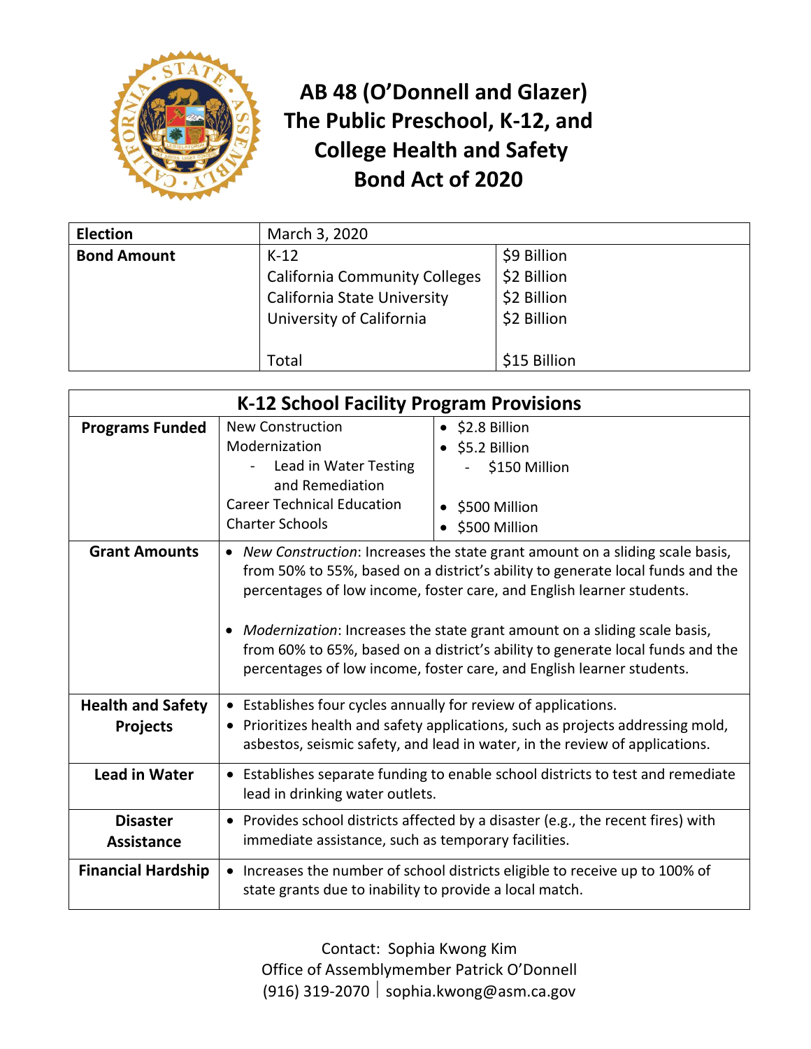# AB 48 (O'Donnell and Glazer) The Public Preschool, K-12, and College Health and Safety Bond Act of 2020

| **Election** | March 3, 2020 | |
|---|---|---|
| **Bond Amount** | K-12 | $9 Billion |
| | California Community Colleges | $2 Billion |
| | California State University | $2 Billion |
| | University of California | $2 Billion |
| | Total | $15 Billion |

| **K-12 School Facility Program Provisions** | | |
|---|---|---|
| **Programs Funded** | New Construction | • $2.8 Billion |
| | Modernization | • $5.2 Billion |
| | - Lead in Water Testing and Remediation | - $150 Million |
| | Career Technical Education | • $500 Million |
| | Charter Schools | • $500 Million |
| **Grant Amounts** | • *New Construction*: Increases the state grant amount on a sliding scale basis, from 50% to 55%, based on a district's ability to generate local funds and the percentages of low income, foster care, and English learner students.<br><br>• *Modernization*: Increases the state grant amount on a sliding scale basis, from 60% to 65%, based on a district's ability to generate local funds and the percentages of low income, foster care, and English learner students. | |
| **Health and Safety Projects** | • Establishes four cycles annually for review of applications.<br>• Prioritizes health and safety applications, such as projects addressing mold, asbestos, seismic safety, and lead in water, in the review of applications. | |
| **Lead in Water** | • Establishes separate funding to enable school districts to test and remediate lead in drinking water outlets. | |
| **Disaster Assistance** | • Provides school districts affected by a disaster (e.g., the recent fires) with immediate assistance, such as temporary facilities. | |
| **Financial Hardship** | • Increases the number of school districts eligible to receive up to 100% of state grants due to inability to provide a local match. | |

Contact: Sophia Kwong Kim
Office of Assemblymember Patrick O'Donnell
(916) 319-2070 | sophia.kwong@asm.ca.gov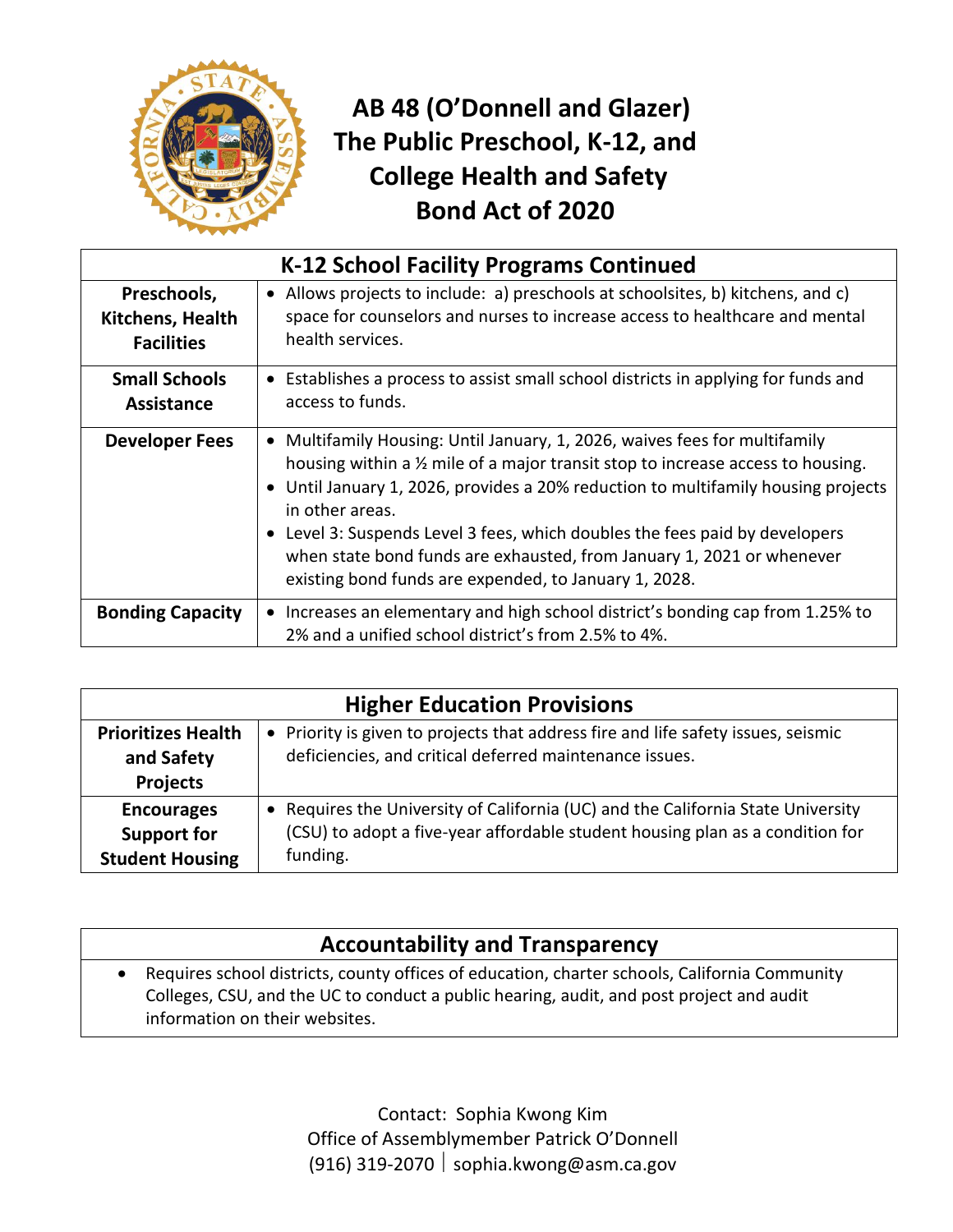# AB 48 (O'Donnell and Glazer) The Public Preschool, K-12, and College Health and Safety Bond Act of 2020

| K-12 School Facility Programs Continued | |
|---|---|
| **Preschools, Kitchens, Health Facilities** | • Allows projects to include: a) preschools at schoolsites, b) kitchens, and c) space for counselors and nurses to increase access to healthcare and mental health services. |
| **Small Schools Assistance** | • Establishes a process to assist small school districts in applying for funds and access to funds. |
| **Developer Fees** | • Multifamily Housing: Until January, 1, 2026, waives fees for multifamily housing within a ½ mile of a major transit stop to increase access to housing. <br> • Until January 1, 2026, provides a 20% reduction to multifamily housing projects in other areas. <br> • Level 3: Suspends Level 3 fees, which doubles the fees paid by developers when state bond funds are exhausted, from January 1, 2021 or whenever existing bond funds are expended, to January 1, 2028. |
| **Bonding Capacity** | • Increases an elementary and high school district's bonding cap from 1.25% to 2% and a unified school district's from 2.5% to 4%. |

| Higher Education Provisions | |
|---|---|
| **Prioritizes Health and Safety Projects** | • Priority is given to projects that address fire and life safety issues, seismic deficiencies, and critical deferred maintenance issues. |
| **Encourages Support for Student Housing** | • Requires the University of California (UC) and the California State University (CSU) to adopt a five-year affordable student housing plan as a condition for funding. |

## Accountability and Transparency

- Requires school districts, county offices of education, charter schools, California Community Colleges, CSU, and the UC to conduct a public hearing, audit, and post project and audit information on their websites.

Contact: Sophia Kwong Kim
Office of Assemblymember Patrick O'Donnell
(916) 319-2070 | sophia.kwong@asm.ca.gov